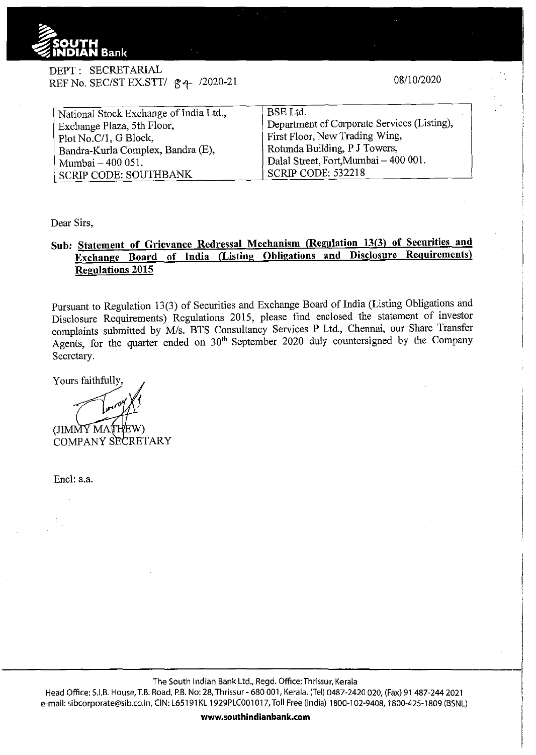SOUTH INDIAN Bank

DEPT : SECRETARIAL
REF No. SEC/ST EX.STT/ 84 /2020-21

08/10/2020

| National Stock Exchange of India Ltd., Exchange Plaza, 5th Floor, Plot No.C/1, G Block, Bandra-Kurla Complex, Bandra (E), Mumbai – 400 051. SCRIP CODE: SOUTHBANK | BSE Ltd. Department of Corporate Services (Listing), First Floor, New Trading Wing, Rotunda Building, P J Towers, Dalal Street, Fort,Mumbai – 400 001. SCRIP CODE: 532218 |
|---|---|

Dear Sirs,

**Sub: Statement of Grievance Redressal Mechanism (Regulation 13(3) of Securities and Exchange Board of India (Listing Obligations and Disclosure Requirements) Regulations 2015**

Pursuant to Regulation 13(3) of Securities and Exchange Board of India (Listing Obligations and Disclosure Requirements) Regulations 2015, please find enclosed the statement of investor complaints submitted by M/s. BTS Consultancy Services P Ltd., Chennai, our Share Transfer Agents, for the quarter ended on 30th September 2020 duly countersigned by the Company Secretary.

Yours faithfully,

(JIMMY MATHEW)
COMPANY SECRETARY

Encl: a.a.

The South Indian Bank Ltd., Regd. Office: Thrissur, Kerala
Head Office: S.I.B. House, T.B. Road, P.B. No: 28, Thrissur - 680 001, Kerala. (Tel) 0487-2420 020, (Fax) 91 487-244 2021
e-mail: sibcorporate@sib.co.in, CIN: L65191KL 1929PLC001017, Toll Free (India) 1800-102-9408, 1800-425-1809 (BSNL)

**www.southindianbank.com**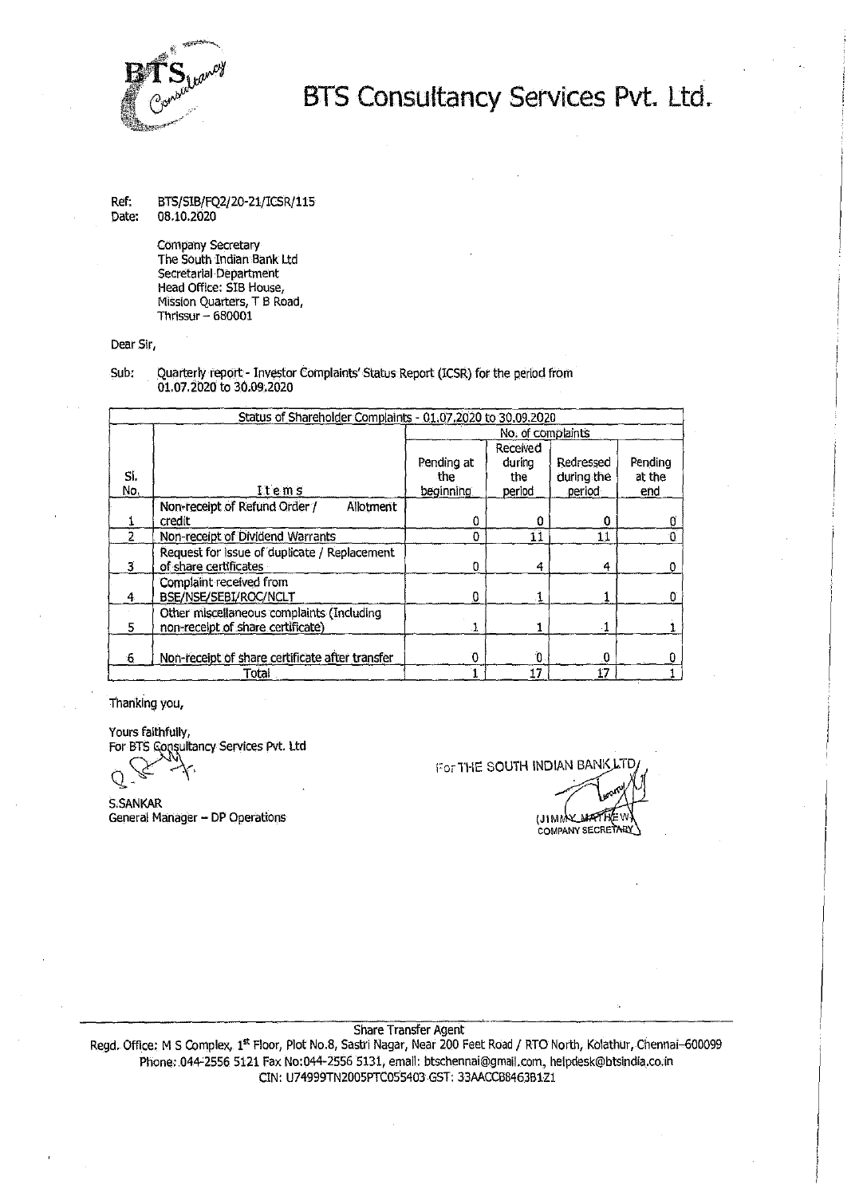# BTS Consultancy Services Pvt. Ltd.

Ref: BTS/SIB/FQ2/20-21/ICSR/115
Date: 08.10.2020

Company Secretary
The South Indian Bank Ltd
Secretarial Department
Head Office: SIB House,
Mission Quarters, T B Road,
Thrissur – 680001

Dear Sir,

Sub: Quarterly report - Investor Complaints' Status Report (ICSR) for the period from 01.07.2020 to 30.09.2020

| Status of Shareholder Complaints - 01.07.2020 to 30.09.2020 | | | | | |
|---|---|---|---|---|---|
| | | No. of complaints | | | |
| Sl. No. | Items | Pending at the beginning | Received during the period | Redressed during the period | Pending at the end |
| 1 | Non-receipt of Refund Order / Allotment credit | 0 | 0 | 0 | 0 |
| 2 | Non-receipt of Dividend Warrants | 0 | 11 | 11 | 0 |
| 3 | Request for issue of duplicate / Replacement of share certificates | 0 | 4 | 4 | 0 |
| 4 | Complaint received from BSE/NSE/SEBI/ROC/NCLT | 0 | 1 | 1 | 0 |
| 5 | Other miscellaneous complaints (Including non-receipt of share certificate) | 1 | 1 | 1 | 1 |
| 6 | Non-receipt of share certificate after transfer | 0 | 0 | 0 | 0 |
| | Total | 1 | 17 | 17 | 1 |

Thanking you,

Yours faithfully,
For BTS Consultancy Services Pvt. Ltd

S.SANKAR
General Manager – DP Operations

For THE SOUTH INDIAN BANK LTD

(JIMMY MATHEW)
COMPANY SECRETARY

Share Transfer Agent
Regd. Office: M S Complex, 1st Floor, Plot No.8, Sastri Nagar, Near 200 Feet Road / RTO North, Kolathur, Chennai–600099
Phone: 044-2556 5121 Fax No:044-2556 5131, email: btschennai@gmail.com, helpdesk@btsindia.co.in
CIN: U74999TN2005PTC055403 GST: 33AACCB8463B1Z1